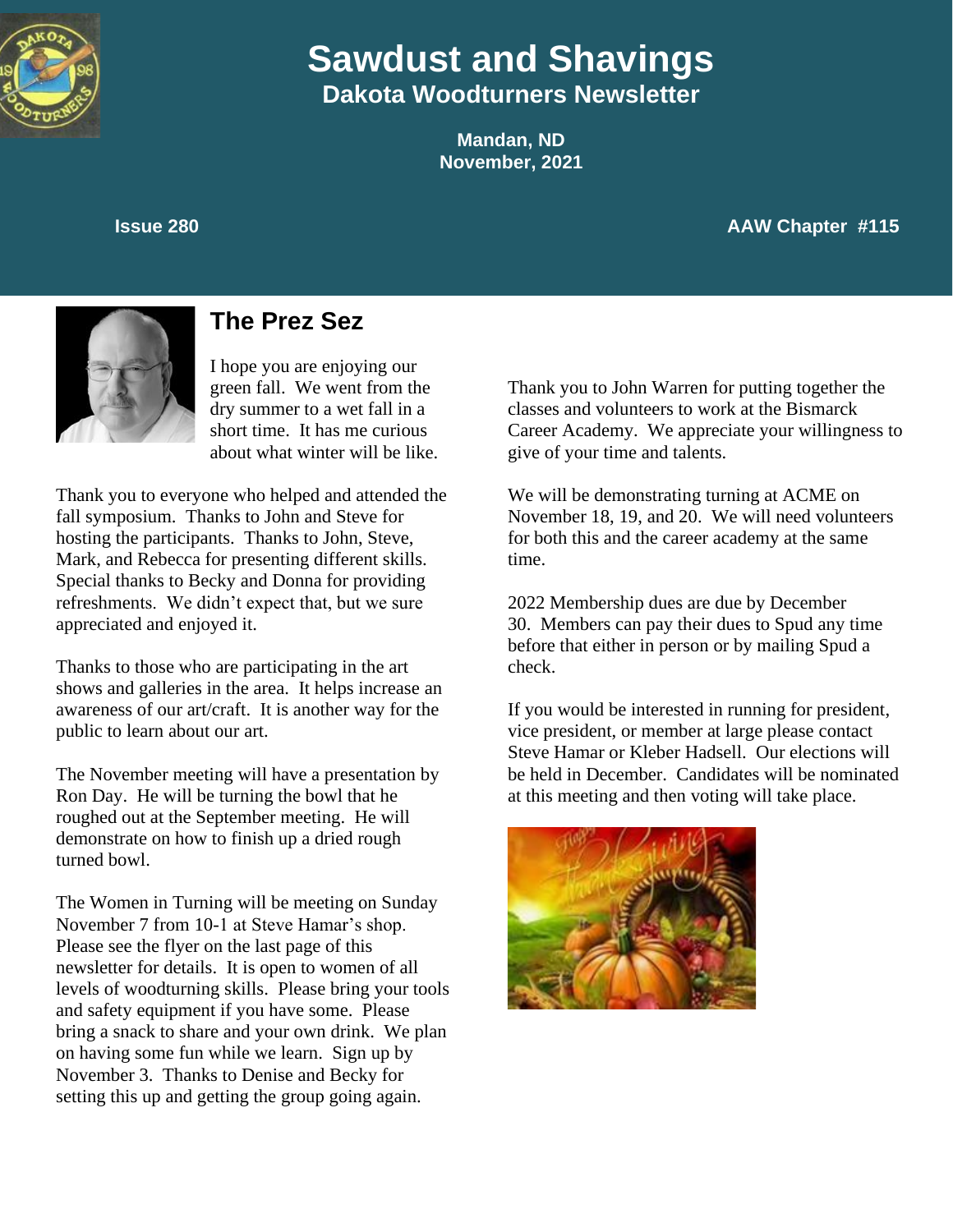# Sawdust and Shavings

## Dakota Woodturners Newsletter

**Mandan, ND**
**November, 2021**

**Issue 280** **AAW Chapter #115**

## The Prez Sez

I hope you are enjoying our green fall. We went from the dry summer to a wet fall in a short time. It has me curious about what winter will be like.

Thank you to everyone who helped and attended the fall symposium. Thanks to John and Steve for hosting the participants. Thanks to John, Steve, Mark, and Rebecca for presenting different skills. Special thanks to Becky and Donna for providing refreshments. We didn't expect that, but we sure appreciated and enjoyed it.

Thanks to those who are participating in the art shows and galleries in the area. It helps increase an awareness of our art/craft. It is another way for the public to learn about our art.

The November meeting will have a presentation by Ron Day. He will be turning the bowl that he roughed out at the September meeting. He will demonstrate on how to finish up a dried rough turned bowl.

The Women in Turning will be meeting on Sunday November 7 from 10-1 at Steve Hamar's shop. Please see the flyer on the last page of this newsletter for details. It is open to women of all levels of woodturning skills. Please bring your tools and safety equipment if you have some. Please bring a snack to share and your own drink. We plan on having some fun while we learn. Sign up by November 3. Thanks to Denise and Becky for setting this up and getting the group going again.

Thank you to John Warren for putting together the classes and volunteers to work at the Bismarck Career Academy. We appreciate your willingness to give of your time and talents.

We will be demonstrating turning at ACME on November 18, 19, and 20. We will need volunteers for both this and the career academy at the same time.

2022 Membership dues are due by December 30. Members can pay their dues to Spud any time before that either in person or by mailing Spud a check.

If you would be interested in running for president, vice president, or member at large please contact Steve Hamar or Kleber Hadsell. Our elections will be held in December. Candidates will be nominated at this meeting and then voting will take place.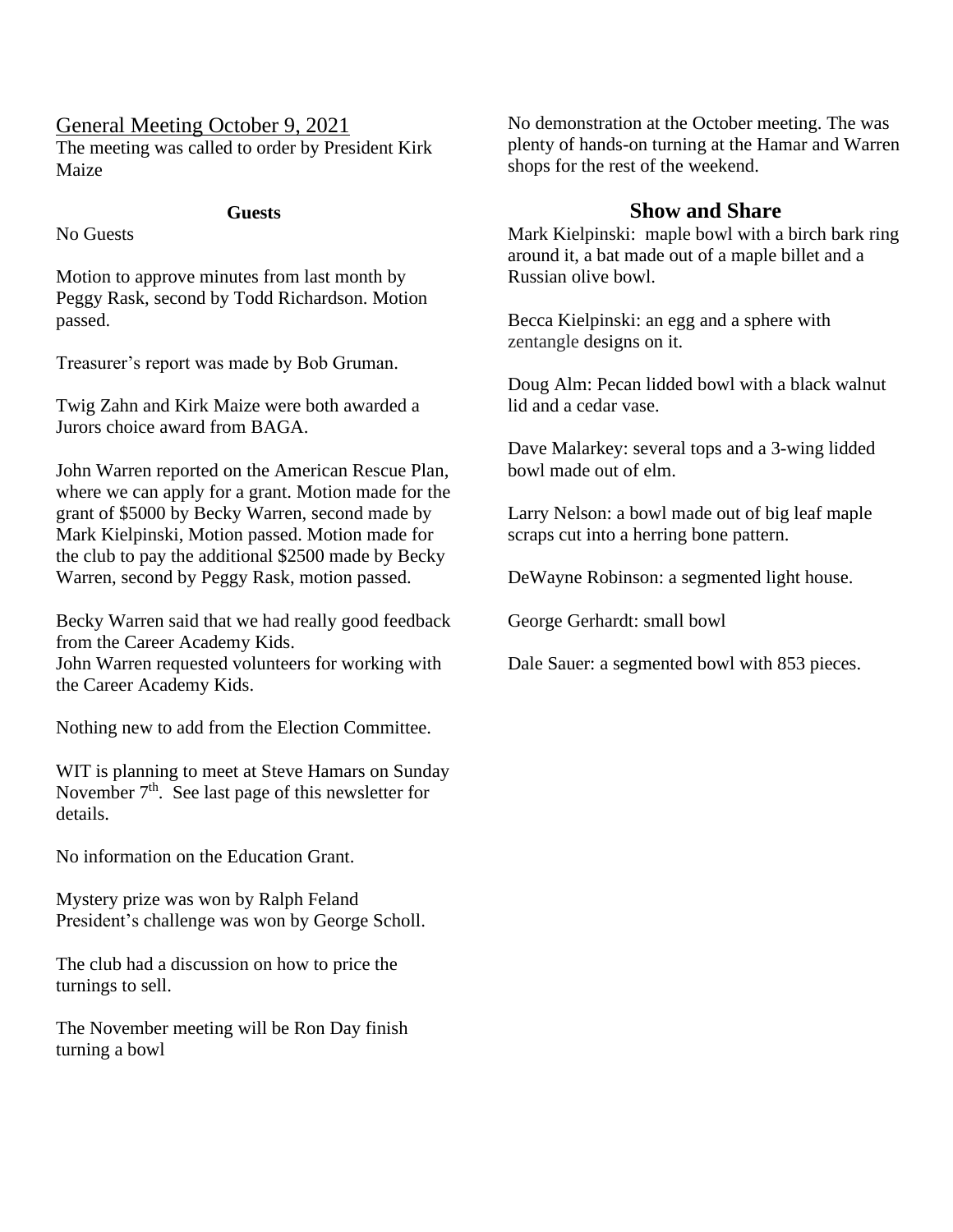## General Meeting October 9, 2021

The meeting was called to order by President Kirk Maize

**Guests**

No Guests

Motion to approve minutes from last month by Peggy Rask, second by Todd Richardson. Motion passed.

Treasurer's report was made by Bob Gruman.

Twig Zahn and Kirk Maize were both awarded a Jurors choice award from BAGA.

John Warren reported on the American Rescue Plan, where we can apply for a grant. Motion made for the grant of $5000 by Becky Warren, second made by Mark Kielpinski, Motion passed. Motion made for the club to pay the additional $2500 made by Becky Warren, second by Peggy Rask, motion passed.

Becky Warren said that we had really good feedback from the Career Academy Kids.
John Warren requested volunteers for working with the Career Academy Kids.

Nothing new to add from the Election Committee.

WIT is planning to meet at Steve Hamars on Sunday November 7th. See last page of this newsletter for details.

No information on the Education Grant.

Mystery prize was won by Ralph Feland
President's challenge was won by George Scholl.

The club had a discussion on how to price the turnings to sell.

The November meeting will be Ron Day finish turning a bowl

No demonstration at the October meeting. The was plenty of hands-on turning at the Hamar and Warren shops for the rest of the weekend.

## Show and Share

Mark Kielpinski: maple bowl with a birch bark ring around it, a bat made out of a maple billet and a Russian olive bowl.

Becca Kielpinski: an egg and a sphere with zentangle designs on it.

Doug Alm: Pecan lidded bowl with a black walnut lid and a cedar vase.

Dave Malarkey: several tops and a 3-wing lidded bowl made out of elm.

Larry Nelson: a bowl made out of big leaf maple scraps cut into a herring bone pattern.

DeWayne Robinson: a segmented light house.

George Gerhardt: small bowl

Dale Sauer: a segmented bowl with 853 pieces.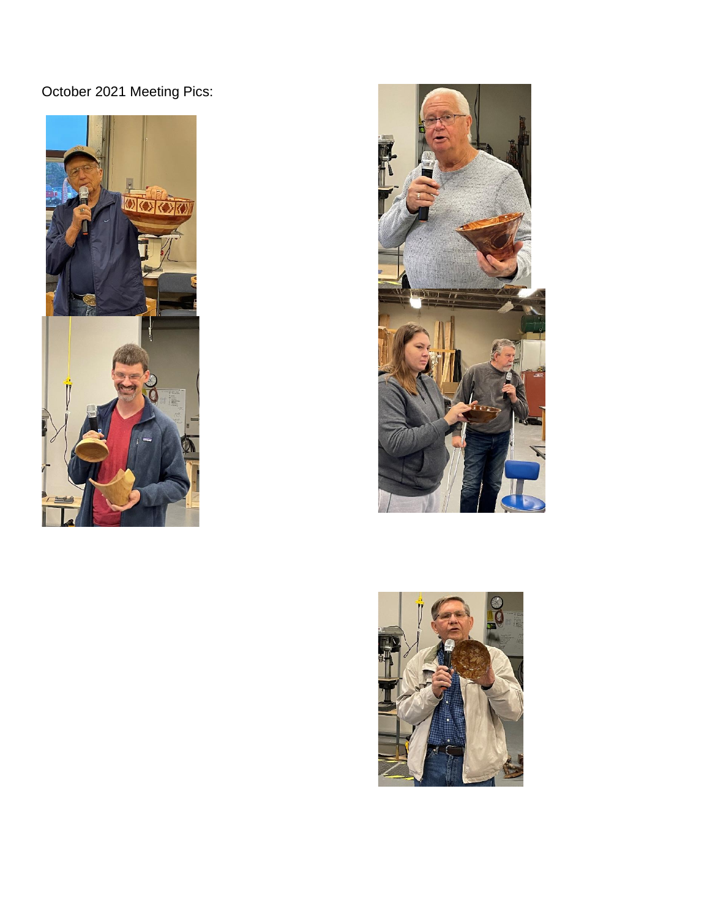October 2021 Meeting Pics: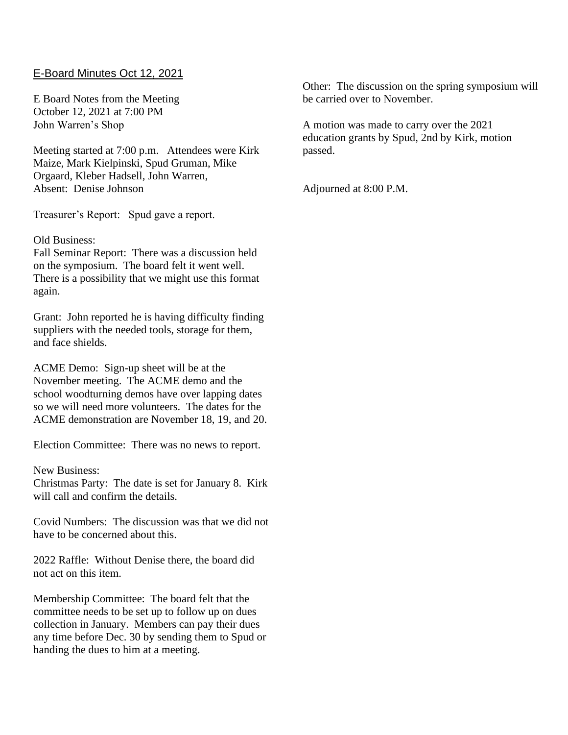## E-Board Minutes Oct 12, 2021

E Board Notes from the Meeting
October 12, 2021 at 7:00 PM
John Warren's Shop

Meeting started at 7:00 p.m. Attendees were Kirk Maize, Mark Kielpinski, Spud Gruman, Mike Orgaard, Kleber Hadsell, John Warren,
Absent: Denise Johnson

Treasurer's Report: Spud gave a report.

Old Business:
Fall Seminar Report: There was a discussion held on the symposium. The board felt it went well. There is a possibility that we might use this format again.

Grant: John reported he is having difficulty finding suppliers with the needed tools, storage for them, and face shields.

ACME Demo: Sign-up sheet will be at the November meeting. The ACME demo and the school woodturning demos have over lapping dates so we will need more volunteers. The dates for the ACME demonstration are November 18, 19, and 20.

Election Committee: There was no news to report.

New Business:
Christmas Party: The date is set for January 8. Kirk will call and confirm the details.

Covid Numbers: The discussion was that we did not have to be concerned about this.

2022 Raffle: Without Denise there, the board did not act on this item.

Membership Committee: The board felt that the committee needs to be set up to follow up on dues collection in January. Members can pay their dues any time before Dec. 30 by sending them to Spud or handing the dues to him at a meeting.

Other: The discussion on the spring symposium will be carried over to November.

A motion was made to carry over the 2021 education grants by Spud, 2nd by Kirk, motion passed.

Adjourned at 8:00 P.M.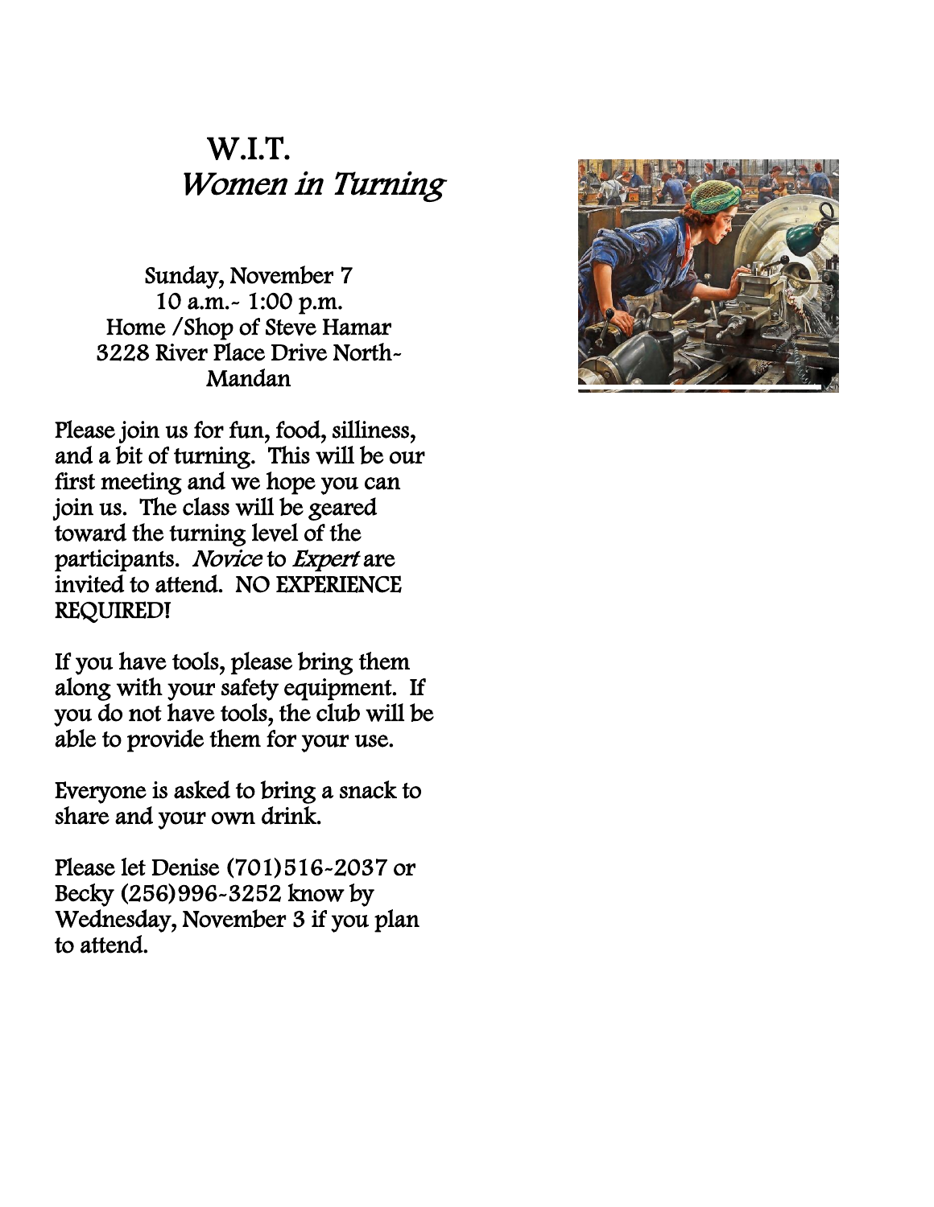# W.I.T.

## *Women in Turning*

Sunday, November 7
10 a.m.- 1:00 p.m.
Home /Shop of Steve Hamar
3228 River Place Drive North-Mandan

Please join us for fun, food, silliness, and a bit of turning. This will be our first meeting and we hope you can join us. The class will be geared toward the turning level of the participants. *Novice* to *Expert* are invited to attend. NO EXPERIENCE REQUIRED!

If you have tools, please bring them along with your safety equipment. If you do not have tools, the club will be able to provide them for your use.

Everyone is asked to bring a snack to share and your own drink.

Please let Denise (701)516-2037 or Becky (256)996-3252 know by Wednesday, November 3 if you plan to attend.